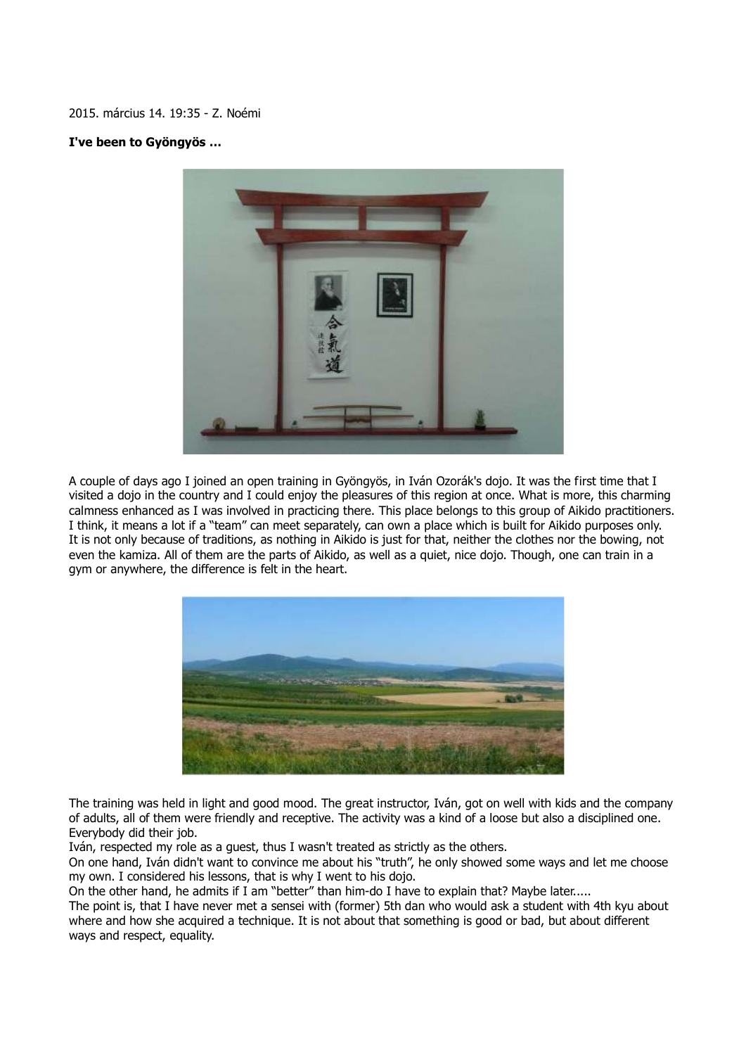2015. március 14. 19:35 - Z. Noémi

**I've been to Gyöngyös ...**

A couple of days ago I joined an open training in Gyöngyös, in Iván Ozorák's dojo. It was the first time that I visited a dojo in the country and I could enjoy the pleasures of this region at once. What is more, this charming calmness enhanced as I was involved in practicing there. This place belongs to this group of Aikido practitioners. I think, it means a lot if a "team" can meet separately, can own a place which is built for Aikido purposes only. It is not only because of traditions, as nothing in Aikido is just for that, neither the clothes nor the bowing, not even the kamiza. All of them are the parts of Aikido, as well as a quiet, nice dojo. Though, one can train in a gym or anywhere, the difference is felt in the heart.

The training was held in light and good mood. The great instructor, Iván, got on well with kids and the company of adults, all of them were friendly and receptive. The activity was a kind of a loose but also a disciplined one. Everybody did their job.

Iván, respected my role as a guest, thus I wasn't treated as strictly as the others.

On one hand, Iván didn't want to convince me about his "truth", he only showed some ways and let me choose my own. I considered his lessons, that is why I went to his dojo.

On the other hand, he admits if I am "better" than him-do I have to explain that? Maybe later.....

The point is, that I have never met a sensei with (former) 5th dan who would ask a student with 4th kyu about where and how she acquired a technique. It is not about that something is good or bad, but about different ways and respect, equality.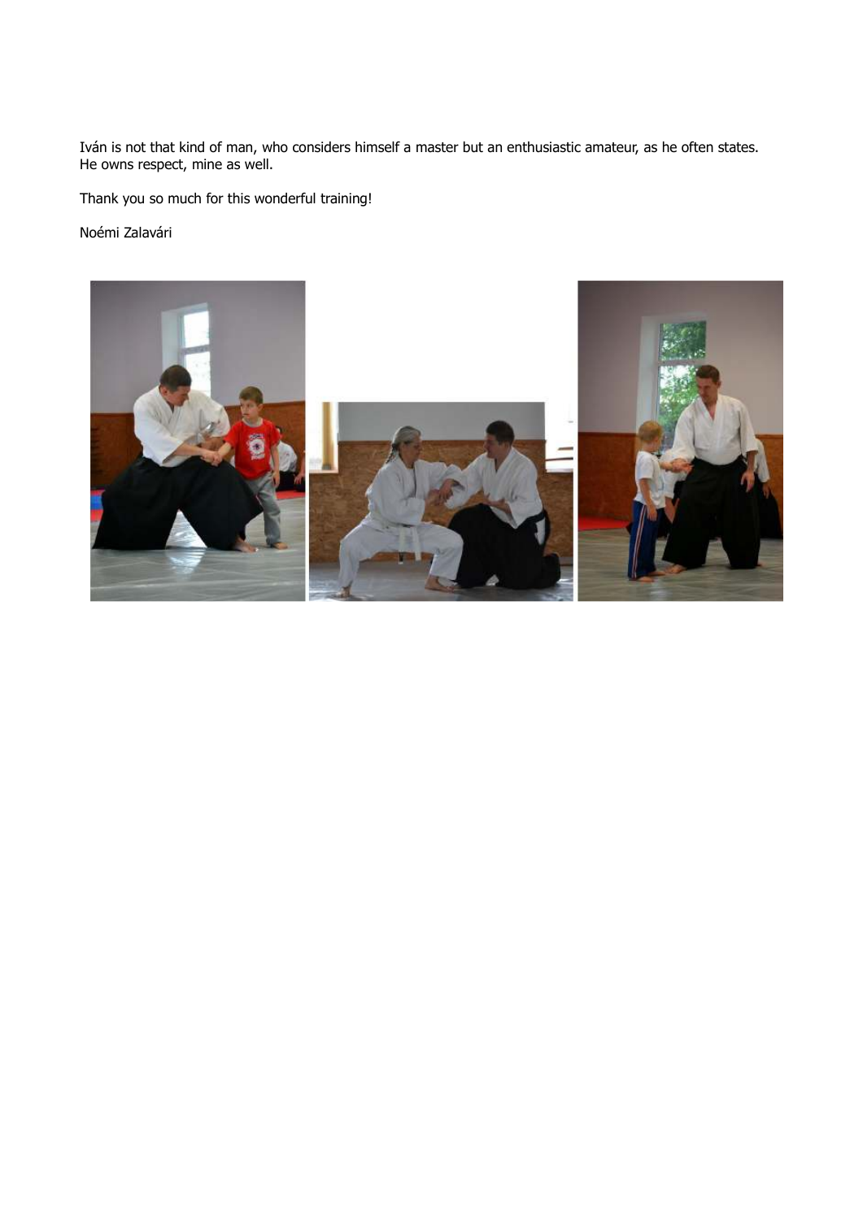Iván is not that kind of man, who considers himself a master but an enthusiastic amateur, as he often states. He owns respect, mine as well.

Thank you so much for this wonderful training!

Noémi Zalavári